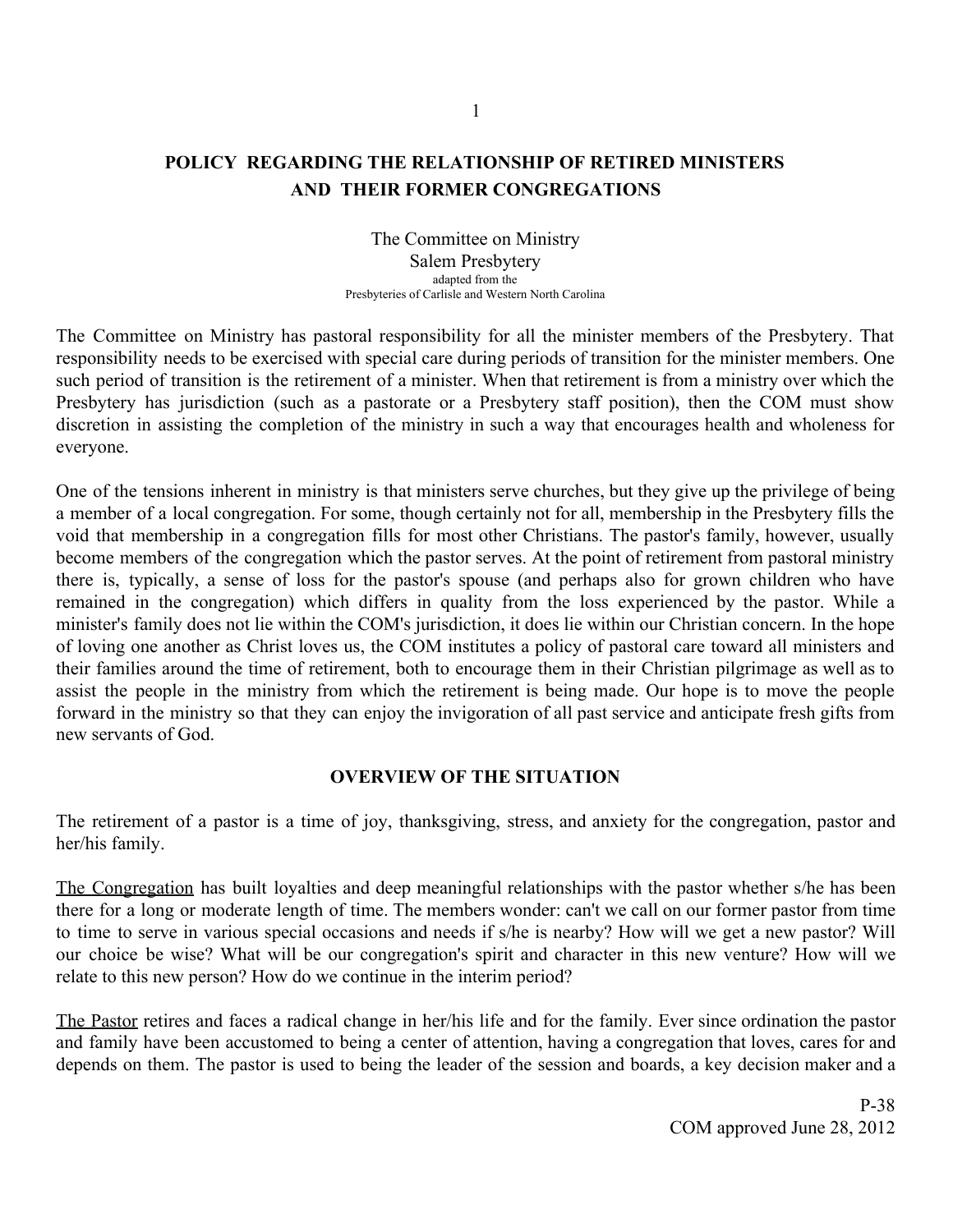# POLICY REGARDING THE RELATIONSHIP OF RETIRED MINISTERS AND THEIR FORMER CONGREGATIONS

The Committee on Ministry
Salem Presbytery
adapted from the
Presbyteries of Carlisle and Western North Carolina

The Committee on Ministry has pastoral responsibility for all the minister members of the Presbytery. That responsibility needs to be exercised with special care during periods of transition for the minister members. One such period of transition is the retirement of a minister. When that retirement is from a ministry over which the Presbytery has jurisdiction (such as a pastorate or a Presbytery staff position), then the COM must show discretion in assisting the completion of the ministry in such a way that encourages health and wholeness for everyone.

One of the tensions inherent in ministry is that ministers serve churches, but they give up the privilege of being a member of a local congregation. For some, though certainly not for all, membership in the Presbytery fills the void that membership in a congregation fills for most other Christians. The pastor's family, however, usually become members of the congregation which the pastor serves. At the point of retirement from pastoral ministry there is, typically, a sense of loss for the pastor's spouse (and perhaps also for grown children who have remained in the congregation) which differs in quality from the loss experienced by the pastor. While a minister's family does not lie within the COM's jurisdiction, it does lie within our Christian concern. In the hope of loving one another as Christ loves us, the COM institutes a policy of pastoral care toward all ministers and their families around the time of retirement, both to encourage them in their Christian pilgrimage as well as to assist the people in the ministry from which the retirement is being made. Our hope is to move the people forward in the ministry so that they can enjoy the invigoration of all past service and anticipate fresh gifts from new servants of God.

## OVERVIEW OF THE SITUATION

The retirement of a pastor is a time of joy, thanksgiving, stress, and anxiety for the congregation, pastor and her/his family.

<u>The Congregation</u> has built loyalties and deep meaningful relationships with the pastor whether s/he has been there for a long or moderate length of time. The members wonder: can't we call on our former pastor from time to time to serve in various special occasions and needs if s/he is nearby? How will we get a new pastor? Will our choice be wise? What will be our congregation's spirit and character in this new venture? How will we relate to this new person? How do we continue in the interim period?

<u>The Pastor</u> retires and faces a radical change in her/his life and for the family. Ever since ordination the pastor and family have been accustomed to being a center of attention, having a congregation that loves, cares for and depends on them. The pastor is used to being the leader of the session and boards, a key decision maker and a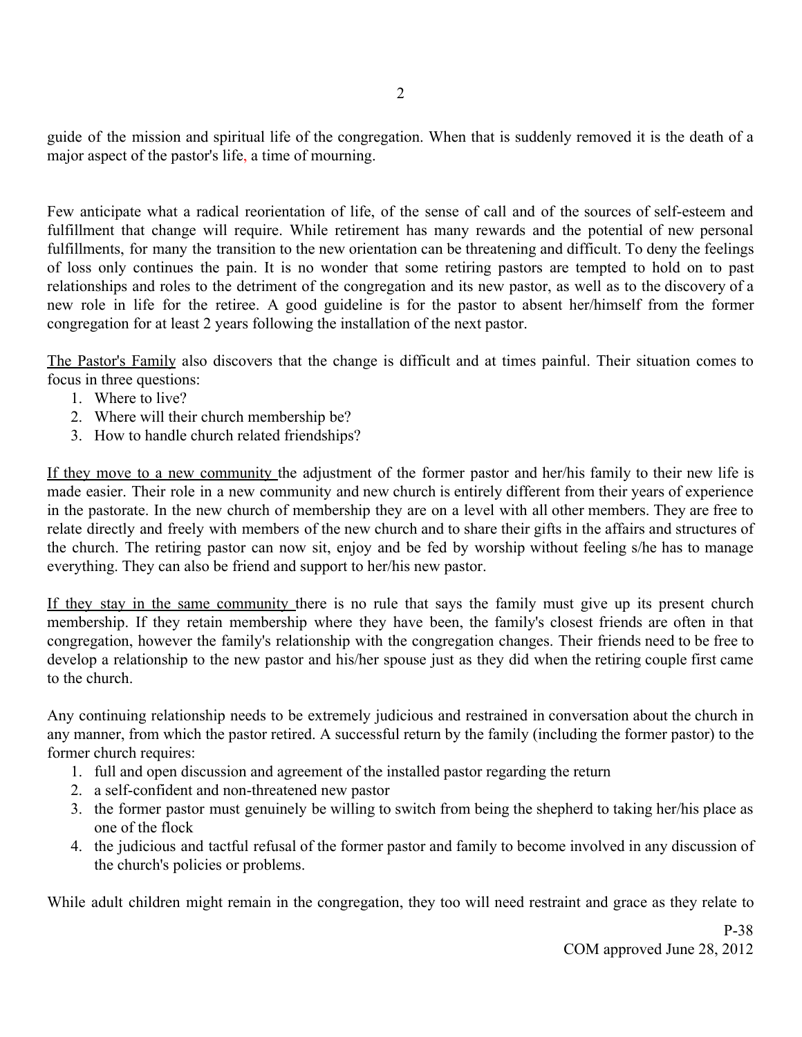guide of the mission and spiritual life of the congregation. When that is suddenly removed it is the death of a major aspect of the pastor's life, a time of mourning.

Few anticipate what a radical reorientation of life, of the sense of call and of the sources of self-esteem and fulfillment that change will require. While retirement has many rewards and the potential of new personal fulfillments, for many the transition to the new orientation can be threatening and difficult. To deny the feelings of loss only continues the pain. It is no wonder that some retiring pastors are tempted to hold on to past relationships and roles to the detriment of the congregation and its new pastor, as well as to the discovery of a new role in life for the retiree. A good guideline is for the pastor to absent her/himself from the former congregation for at least 2 years following the installation of the next pastor.

<u>The Pastor's Family</u> also discovers that the change is difficult and at times painful. Their situation comes to focus in three questions:

1. Where to live?
2. Where will their church membership be?
3. How to handle church related friendships?

<u>If they move to a new community</u> the adjustment of the former pastor and her/his family to their new life is made easier. Their role in a new community and new church is entirely different from their years of experience in the pastorate. In the new church of membership they are on a level with all other members. They are free to relate directly and freely with members of the new church and to share their gifts in the affairs and structures of the church. The retiring pastor can now sit, enjoy and be fed by worship without feeling s/he has to manage everything. They can also be friend and support to her/his new pastor.

<u>If they stay in the same community</u> there is no rule that says the family must give up its present church membership. If they retain membership where they have been, the family's closest friends are often in that congregation, however the family's relationship with the congregation changes. Their friends need to be free to develop a relationship to the new pastor and his/her spouse just as they did when the retiring couple first came to the church.

Any continuing relationship needs to be extremely judicious and restrained in conversation about the church in any manner, from which the pastor retired. A successful return by the family (including the former pastor) to the former church requires:

1. full and open discussion and agreement of the installed pastor regarding the return
2. a self-confident and non-threatened new pastor
3. the former pastor must genuinely be willing to switch from being the shepherd to taking her/his place as one of the flock
4. the judicious and tactful refusal of the former pastor and family to become involved in any discussion of the church's policies or problems.

While adult children might remain in the congregation, they too will need restraint and grace as they relate to

P-38
COM approved June 28, 2012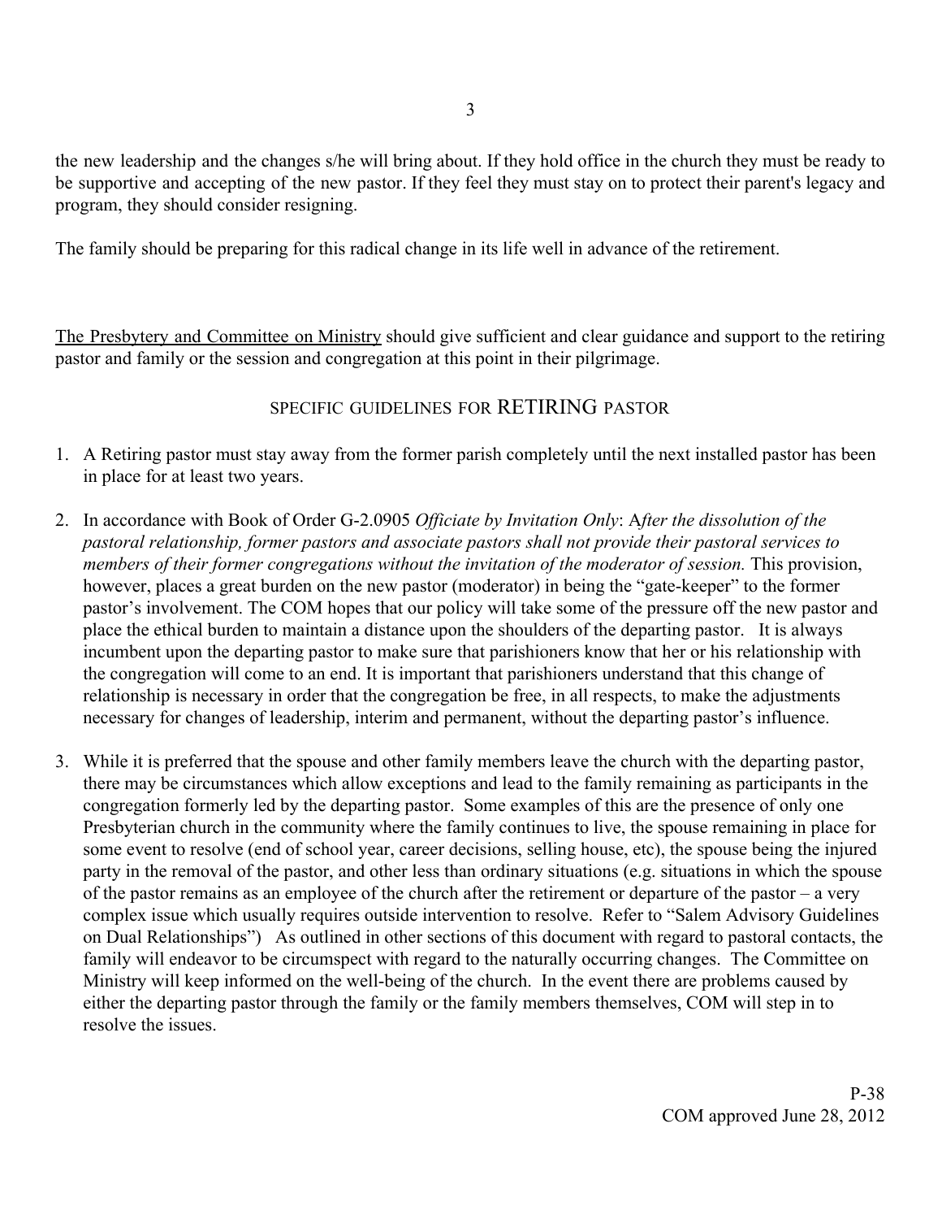the new leadership and the changes s/he will bring about. If they hold office in the church they must be ready to be supportive and accepting of the new pastor. If they feel they must stay on to protect their parent's legacy and program, they should consider resigning.

The family should be preparing for this radical change in its life well in advance of the retirement.

<u>The Presbytery and Committee on Ministry</u> should give sufficient and clear guidance and support to the retiring pastor and family or the session and congregation at this point in their pilgrimage.

## SPECIFIC GUIDELINES FOR RETIRING PASTOR

1. A Retiring pastor must stay away from the former parish completely until the next installed pastor has been in place for at least two years.

2. In accordance with Book of Order G-2.0905 *Officiate by Invitation Only*: A*fter the dissolution of the pastoral relationship, former pastors and associate pastors shall not provide their pastoral services to members of their former congregations without the invitation of the moderator of session.* This provision, however, places a great burden on the new pastor (moderator) in being the "gate-keeper" to the former pastor's involvement. The COM hopes that our policy will take some of the pressure off the new pastor and place the ethical burden to maintain a distance upon the shoulders of the departing pastor. It is always incumbent upon the departing pastor to make sure that parishioners know that her or his relationship with the congregation will come to an end. It is important that parishioners understand that this change of relationship is necessary in order that the congregation be free, in all respects, to make the adjustments necessary for changes of leadership, interim and permanent, without the departing pastor's influence.

3. While it is preferred that the spouse and other family members leave the church with the departing pastor, there may be circumstances which allow exceptions and lead to the family remaining as participants in the congregation formerly led by the departing pastor. Some examples of this are the presence of only one Presbyterian church in the community where the family continues to live, the spouse remaining in place for some event to resolve (end of school year, career decisions, selling house, etc), the spouse being the injured party in the removal of the pastor, and other less than ordinary situations (e.g. situations in which the spouse of the pastor remains as an employee of the church after the retirement or departure of the pastor – a very complex issue which usually requires outside intervention to resolve. Refer to "Salem Advisory Guidelines on Dual Relationships") As outlined in other sections of this document with regard to pastoral contacts, the family will endeavor to be circumspect with regard to the naturally occurring changes. The Committee on Ministry will keep informed on the well-being of the church. In the event there are problems caused by either the departing pastor through the family or the family members themselves, COM will step in to resolve the issues.

P-38
COM approved June 28, 2012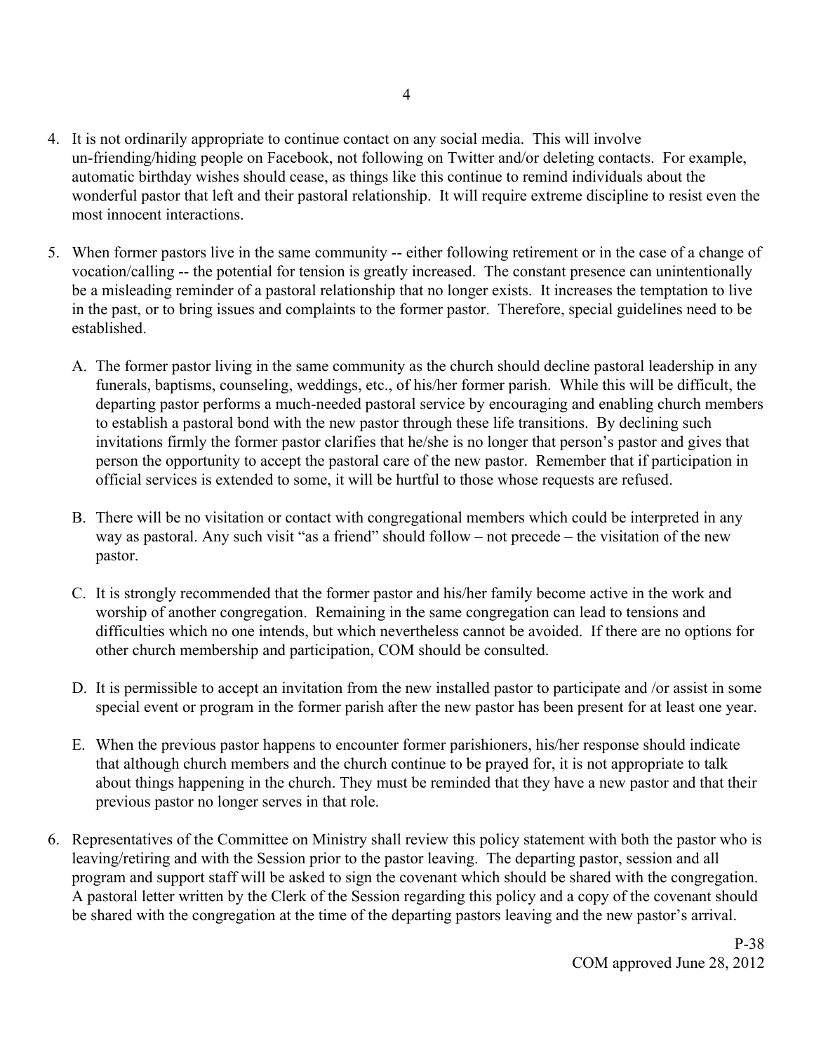4. It is not ordinarily appropriate to continue contact on any social media. This will involve un-friending/hiding people on Facebook, not following on Twitter and/or deleting contacts. For example, automatic birthday wishes should cease, as things like this continue to remind individuals about the wonderful pastor that left and their pastoral relationship. It will require extreme discipline to resist even the most innocent interactions.

5. When former pastors live in the same community -- either following retirement or in the case of a change of vocation/calling -- the potential for tension is greatly increased. The constant presence can unintentionally be a misleading reminder of a pastoral relationship that no longer exists. It increases the temptation to live in the past, or to bring issues and complaints to the former pastor. Therefore, special guidelines need to be established.

   A. The former pastor living in the same community as the church should decline pastoral leadership in any funerals, baptisms, counseling, weddings, etc., of his/her former parish. While this will be difficult, the departing pastor performs a much-needed pastoral service by encouraging and enabling church members to establish a pastoral bond with the new pastor through these life transitions. By declining such invitations firmly the former pastor clarifies that he/she is no longer that person's pastor and gives that person the opportunity to accept the pastoral care of the new pastor. Remember that if participation in official services is extended to some, it will be hurtful to those whose requests are refused.

   B. There will be no visitation or contact with congregational members which could be interpreted in any way as pastoral. Any such visit "as a friend" should follow – not precede – the visitation of the new pastor.

   C. It is strongly recommended that the former pastor and his/her family become active in the work and worship of another congregation. Remaining in the same congregation can lead to tensions and difficulties which no one intends, but which nevertheless cannot be avoided. If there are no options for other church membership and participation, COM should be consulted.

   D. It is permissible to accept an invitation from the new installed pastor to participate and /or assist in some special event or program in the former parish after the new pastor has been present for at least one year.

   E. When the previous pastor happens to encounter former parishioners, his/her response should indicate that although church members and the church continue to be prayed for, it is not appropriate to talk about things happening in the church. They must be reminded that they have a new pastor and that their previous pastor no longer serves in that role.

6. Representatives of the Committee on Ministry shall review this policy statement with both the pastor who is leaving/retiring and with the Session prior to the pastor leaving. The departing pastor, session and all program and support staff will be asked to sign the covenant which should be shared with the congregation. A pastoral letter written by the Clerk of the Session regarding this policy and a copy of the covenant should be shared with the congregation at the time of the departing pastors leaving and the new pastor's arrival.

P-38
COM approved June 28, 2012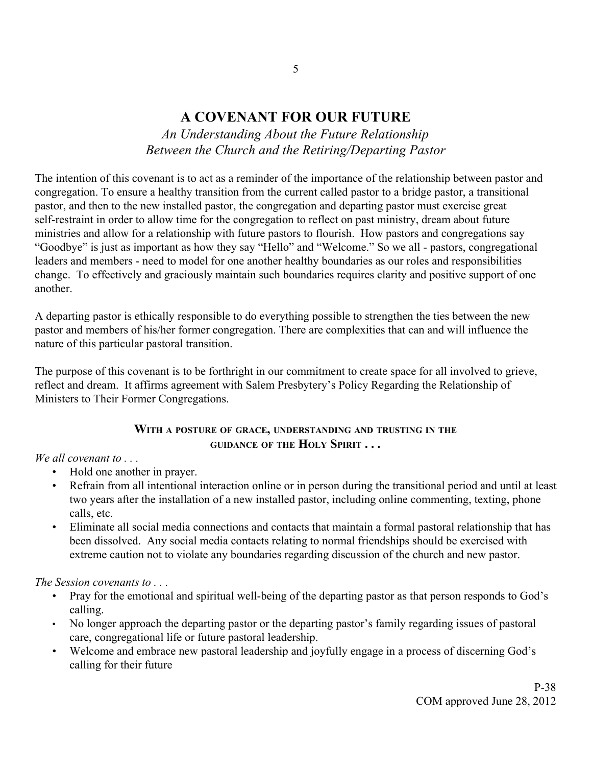# A COVENANT FOR OUR FUTURE

*An Understanding About the Future Relationship Between the Church and the Retiring/Departing Pastor*

The intention of this covenant is to act as a reminder of the importance of the relationship between pastor and congregation. To ensure a healthy transition from the current called pastor to a bridge pastor, a transitional pastor, and then to the new installed pastor, the congregation and departing pastor must exercise great self-restraint in order to allow time for the congregation to reflect on past ministry, dream about future ministries and allow for a relationship with future pastors to flourish. How pastors and congregations say "Goodbye" is just as important as how they say "Hello" and "Welcome." So we all - pastors, congregational leaders and members - need to model for one another healthy boundaries as our roles and responsibilities change. To effectively and graciously maintain such boundaries requires clarity and positive support of one another.

A departing pastor is ethically responsible to do everything possible to strengthen the ties between the new pastor and members of his/her former congregation. There are complexities that can and will influence the nature of this particular pastoral transition.

The purpose of this covenant is to be forthright in our commitment to create space for all involved to grieve, reflect and dream. It affirms agreement with Salem Presbytery's Policy Regarding the Relationship of Ministers to Their Former Congregations.

**WITH A POSTURE OF GRACE, UNDERSTANDING AND TRUSTING IN THE GUIDANCE OF THE HOLY SPIRIT . . .**

*We all covenant to . . .*

- Hold one another in prayer.
- Refrain from all intentional interaction online or in person during the transitional period and until at least two years after the installation of a new installed pastor, including online commenting, texting, phone calls, etc.
- Eliminate all social media connections and contacts that maintain a formal pastoral relationship that has been dissolved. Any social media contacts relating to normal friendships should be exercised with extreme caution not to violate any boundaries regarding discussion of the church and new pastor.

*The Session covenants to . . .*

- Pray for the emotional and spiritual well-being of the departing pastor as that person responds to God's calling.
- No longer approach the departing pastor or the departing pastor's family regarding issues of pastoral care, congregational life or future pastoral leadership.
- Welcome and embrace new pastoral leadership and joyfully engage in a process of discerning God's calling for their future

P-38
COM approved June 28, 2012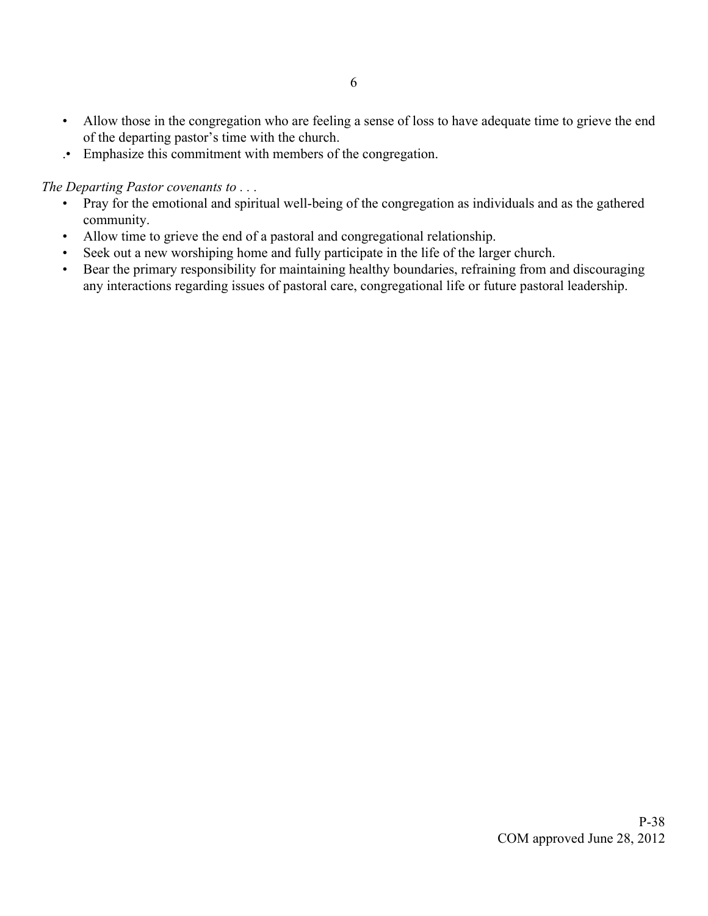- Allow those in the congregation who are feeling a sense of loss to have adequate time to grieve the end of the departing pastor's time with the church.
- Emphasize this commitment with members of the congregation.

*The Departing Pastor covenants to . . .*

- Pray for the emotional and spiritual well-being of the congregation as individuals and as the gathered community.
- Allow time to grieve the end of a pastoral and congregational relationship.
- Seek out a new worshiping home and fully participate in the life of the larger church.
- Bear the primary responsibility for maintaining healthy boundaries, refraining from and discouraging any interactions regarding issues of pastoral care, congregational life or future pastoral leadership.

P-38
COM approved June 28, 2012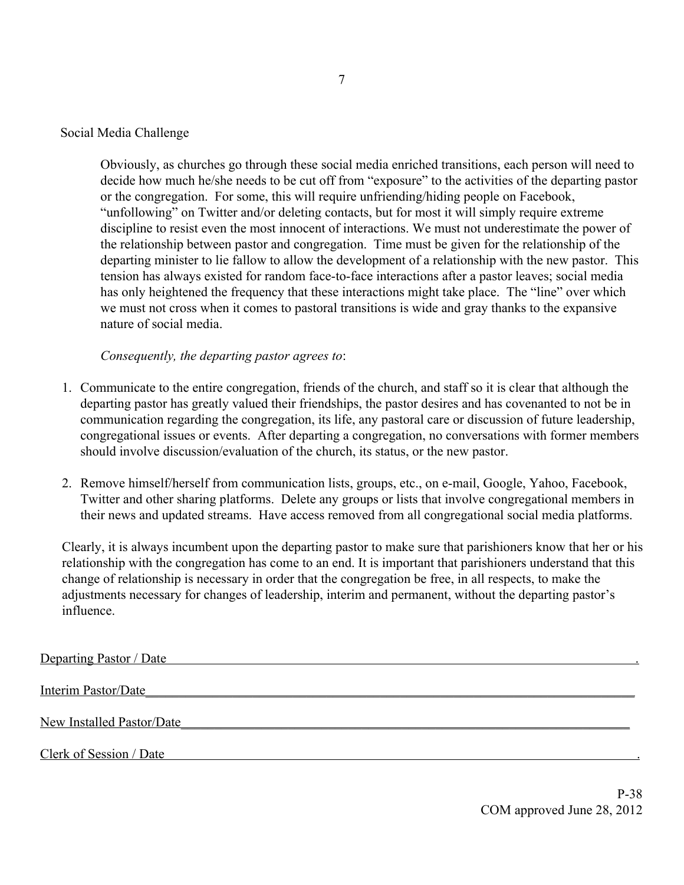## Social Media Challenge

Obviously, as churches go through these social media enriched transitions, each person will need to decide how much he/she needs to be cut off from "exposure" to the activities of the departing pastor or the congregation. For some, this will require unfriending/hiding people on Facebook, "unfollowing" on Twitter and/or deleting contacts, but for most it will simply require extreme discipline to resist even the most innocent of interactions. We must not underestimate the power of the relationship between pastor and congregation. Time must be given for the relationship of the departing minister to lie fallow to allow the development of a relationship with the new pastor. This tension has always existed for random face-to-face interactions after a pastor leaves; social media has only heightened the frequency that these interactions might take place. The "line" over which we must not cross when it comes to pastoral transitions is wide and gray thanks to the expansive nature of social media.

*Consequently, the departing pastor agrees to*:

1. Communicate to the entire congregation, friends of the church, and staff so it is clear that although the departing pastor has greatly valued their friendships, the pastor desires and has covenanted to not be in communication regarding the congregation, its life, any pastoral care or discussion of future leadership, congregational issues or events. After departing a congregation, no conversations with former members should involve discussion/evaluation of the church, its status, or the new pastor.

2. Remove himself/herself from communication lists, groups, etc., on e-mail, Google, Yahoo, Facebook, Twitter and other sharing platforms. Delete any groups or lists that involve congregational members in their news and updated streams. Have access removed from all congregational social media platforms.

Clearly, it is always incumbent upon the departing pastor to make sure that parishioners know that her or his relationship with the congregation has come to an end. It is important that parishioners understand that this change of relationship is necessary in order that the congregation be free, in all respects, to make the adjustments necessary for changes of leadership, interim and permanent, without the departing pastor's influence.

Departing Pastor / Date ______________________________________________

Interim Pastor/Date ______________________________________________

New Installed Pastor/Date ______________________________________________

Clerk of Session / Date ______________________________________________

P-38
COM approved June 28, 2012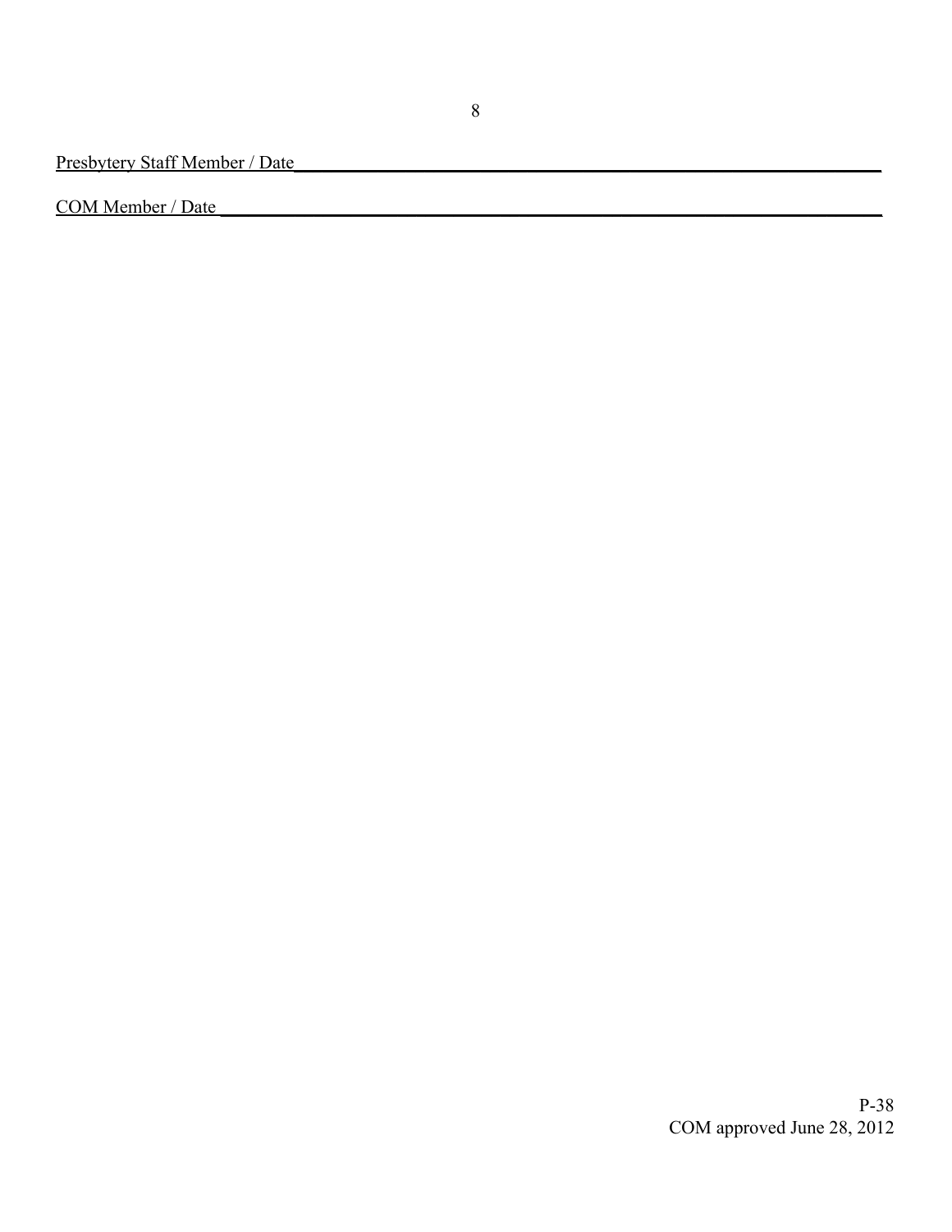Presbytery Staff Member / Date_______________________________________________________________

COM Member / Date ___________________________________________________________________

P-38
COM approved June 28, 2012